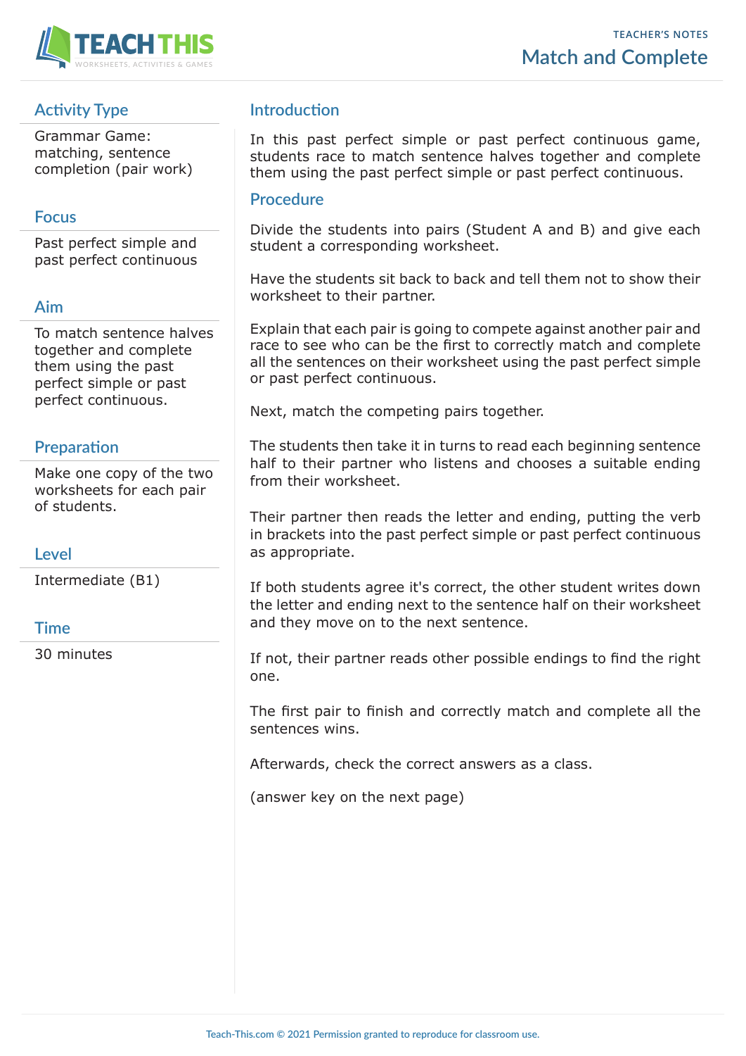# Match and Complete

TEACHER'S NOTES

## Activity Type

Grammar Game: matching, sentence completion (pair work)

## Focus

Past perfect simple and past perfect continuous

## Aim

To match sentence halves together and complete them using the past perfect simple or past perfect continuous.

## Preparation

Make one copy of the two worksheets for each pair of students.

## Level

Intermediate (B1)

## Time

30 minutes

## Introduction

In this past perfect simple or past perfect continuous game, students race to match sentence halves together and complete them using the past perfect simple or past perfect continuous.

## Procedure

Divide the students into pairs (Student A and B) and give each student a corresponding worksheet.

Have the students sit back to back and tell them not to show their worksheet to their partner.

Explain that each pair is going to compete against another pair and race to see who can be the first to correctly match and complete all the sentences on their worksheet using the past perfect simple or past perfect continuous.

Next, match the competing pairs together.

The students then take it in turns to read each beginning sentence half to their partner who listens and chooses a suitable ending from their worksheet.

Their partner then reads the letter and ending, putting the verb in brackets into the past perfect simple or past perfect continuous as appropriate.

If both students agree it's correct, the other student writes down the letter and ending next to the sentence half on their worksheet and they move on to the next sentence.

If not, their partner reads other possible endings to find the right one.

The first pair to finish and correctly match and complete all the sentences wins.

Afterwards, check the correct answers as a class.

(answer key on the next page)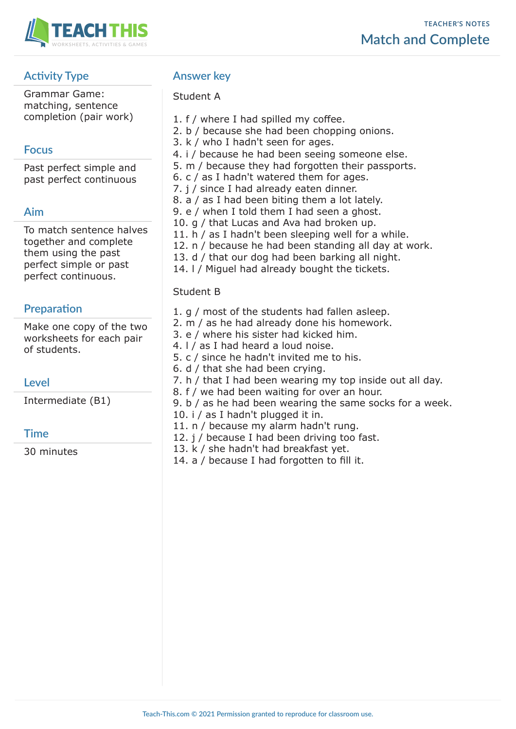## Match and Complete

### Activity Type

Grammar Game: matching, sentence completion (pair work)

### Focus

Past perfect simple and past perfect continuous

### Aim

To match sentence halves together and complete them using the past perfect simple or past perfect continuous.

### Preparation

Make one copy of the two worksheets for each pair of students.

### Level

Intermediate (B1)

### Time

30 minutes

## Answer key

Student A

1. f / where I had spilled my coffee.
2. b / because she had been chopping onions.
3. k / who I hadn't seen for ages.
4. i / because he had been seeing someone else.
5. m / because they had forgotten their passports.
6. c / as I hadn't watered them for ages.
7. j / since I had already eaten dinner.
8. a / as I had been biting them a lot lately.
9. e / when I told them I had seen a ghost.
10. g / that Lucas and Ava had broken up.
11. h / as I hadn't been sleeping well for a while.
12. n / because he had been standing all day at work.
13. d / that our dog had been barking all night.
14. l / Miguel had already bought the tickets.

Student B

1. g / most of the students had fallen asleep.
2. m / as he had already done his homework.
3. e / where his sister had kicked him.
4. l / as I had heard a loud noise.
5. c / since he hadn't invited me to his.
6. d / that she had been crying.
7. h / that I had been wearing my top inside out all day.
8. f / we had been waiting for over an hour.
9. b / as he had been wearing the same socks for a week.
10. i / as I hadn't plugged it in.
11. n / because my alarm hadn't rung.
12. j / because I had been driving too fast.
13. k / she hadn't had breakfast yet.
14. a / because I had forgotten to fill it.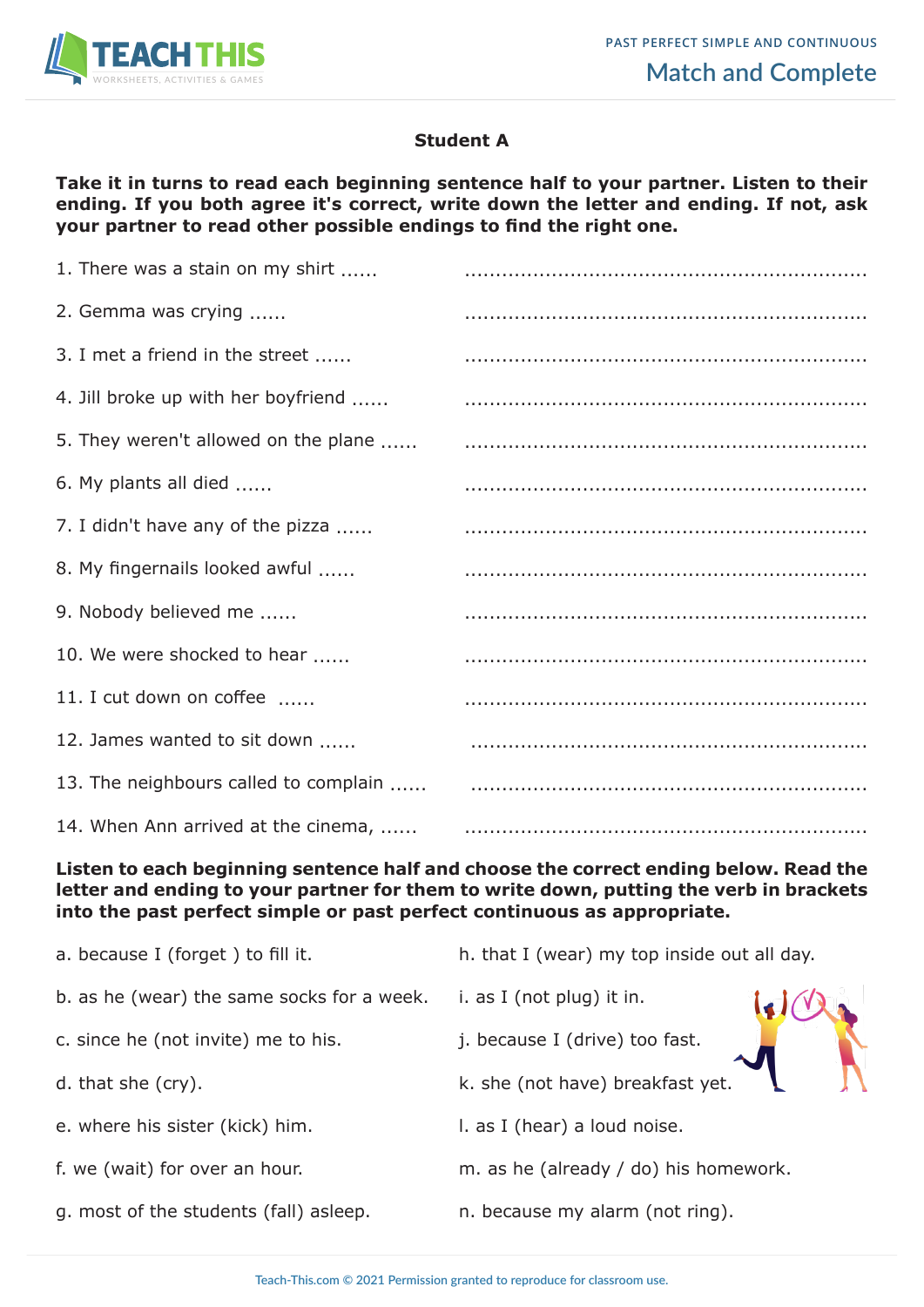## Past Perfect Simple and Continuous

# Match and Complete

### Student A

**Take it in turns to read each beginning sentence half to your partner. Listen to their ending. If you both agree it's correct, write down the letter and ending. If not, ask your partner to read other possible endings to find the right one.**

1. There was a stain on my shirt ...... ..................................................................
2. Gemma was crying ...... ..................................................................
3. I met a friend in the street ...... ..................................................................
4. Jill broke up with her boyfriend ...... ..................................................................
5. They weren't allowed on the plane ...... ..................................................................
6. My plants all died ...... ..................................................................
7. I didn't have any of the pizza ...... ..................................................................
8. My fingernails looked awful ...... ..................................................................
9. Nobody believed me ...... ..................................................................
10. We were shocked to hear ...... ..................................................................
11. I cut down on coffee ...... ..................................................................
12. James wanted to sit down ...... ..................................................................
13. The neighbours called to complain ...... ..................................................................
14. When Ann arrived at the cinema, ...... ..................................................................

**Listen to each beginning sentence half and choose the correct ending below. Read the letter and ending to your partner for them to write down, putting the verb in brackets into the past perfect simple or past perfect continuous as appropriate.**

a. because I (forget ) to fill it.

b. as he (wear) the same socks for a week.

c. since he (not invite) me to his.

d. that she (cry).

e. where his sister (kick) him.

f. we (wait) for over an hour.

g. most of the students (fall) asleep.

h. that I (wear) my top inside out all day.

i. as I (not plug) it in.

j. because I (drive) too fast.

k. she (not have) breakfast yet.

l. as I (hear) a loud noise.

m. as he (already / do) his homework.

n. because my alarm (not ring).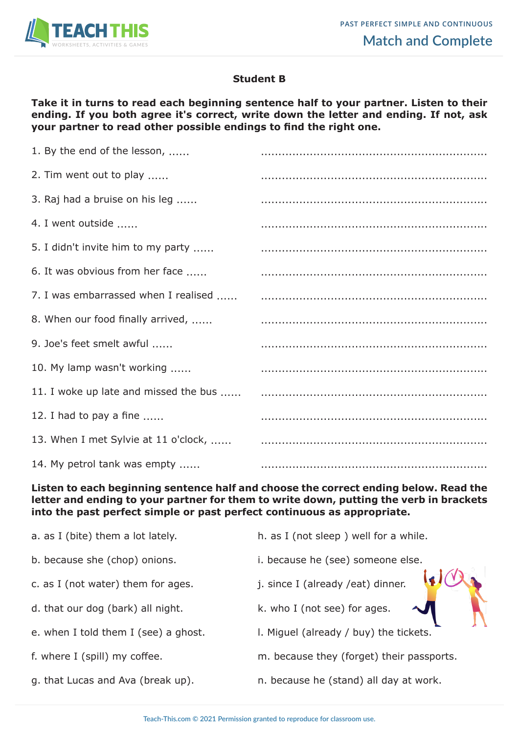PAST PERFECT SIMPLE AND CONTINUOUS

## Match and Complete

### Student B

**Take it in turns to read each beginning sentence half to your partner. Listen to their ending. If you both agree it's correct, write down the letter and ending. If not, ask your partner to read other possible endings to find the right one.**

1. By the end of the lesson, ...... ..................................................................
2. Tim went out to play ...... ..................................................................
3. Raj had a bruise on his leg ...... ..................................................................
4. I went outside ...... ..................................................................
5. I didn't invite him to my party ...... ..................................................................
6. It was obvious from her face ...... ..................................................................
7. I was embarrassed when I realised ...... ..................................................................
8. When our food finally arrived, ...... ..................................................................
9. Joe's feet smelt awful ...... ..................................................................
10. My lamp wasn't working ...... ..................................................................
11. I woke up late and missed the bus ...... ..................................................................
12. I had to pay a fine ...... ..................................................................
13. When I met Sylvie at 11 o'clock, ...... ..................................................................
14. My petrol tank was empty ...... ..................................................................

**Listen to each beginning sentence half and choose the correct ending below. Read the letter and ending to your partner for them to write down, putting the verb in brackets into the past perfect simple or past perfect continuous as appropriate.**

a. as I (bite) them a lot lately.

b. because she (chop) onions.

c. as I (not water) them for ages.

d. that our dog (bark) all night.

e. when I told them I (see) a ghost.

f. where I (spill) my coffee.

g. that Lucas and Ava (break up).

h. as I (not sleep ) well for a while.

i. because he (see) someone else.

j. since I (already /eat) dinner.

k. who I (not see) for ages.

l. Miguel (already / buy) the tickets.

m. because they (forget) their passports.

n. because he (stand) all day at work.